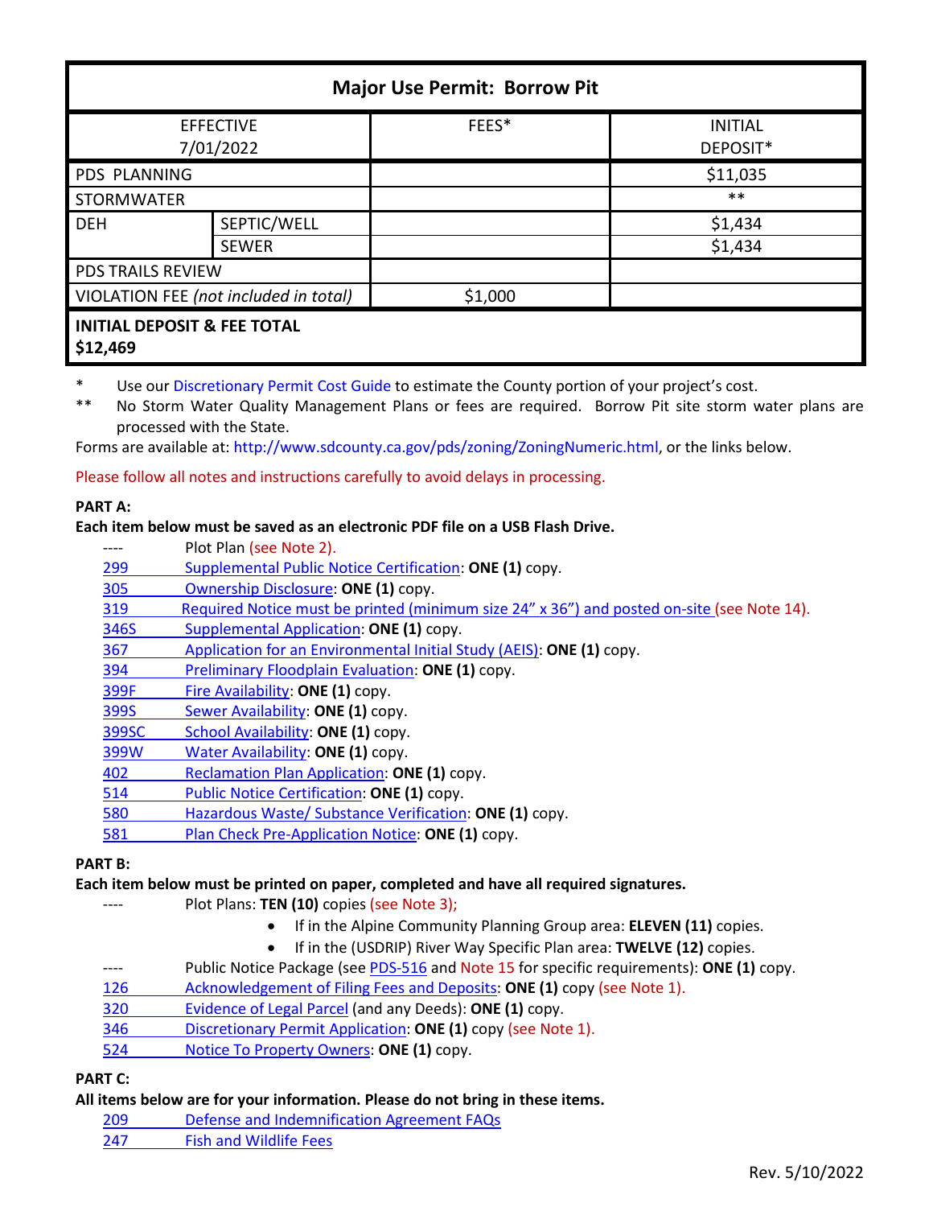| Major Use Permit: Borrow Pit | | | |
|---|---|---|---|
| EFFECTIVE 7/01/2022 | | FEES* | INITIAL DEPOSIT* |
| PDS PLANNING | | | $11,035 |
| STORMWATER | | | ** |
| DEH | SEPTIC/WELL | | $1,434 |
| | SEWER | | $1,434 |
| PDS TRAILS REVIEW | | | |
| VIOLATION FEE *(not included in total)* | | $1,000 | |
| **INITIAL DEPOSIT & FEE TOTAL $12,469** | | | |

\* Use our Discretionary Permit Cost Guide to estimate the County portion of your project's cost.

\*\* No Storm Water Quality Management Plans or fees are required. Borrow Pit site storm water plans are processed with the State.

Forms are available at: http://www.sdcounty.ca.gov/pds/zoning/ZoningNumeric.html, or the links below.

Please follow all notes and instructions carefully to avoid delays in processing.

**PART A:**

**Each item below must be saved as an electronic PDF file on a USB Flash Drive.**

- ---- Plot Plan (see Note 2).
- 299 Supplemental Public Notice Certification: **ONE (1)** copy.
- 305 Ownership Disclosure: **ONE (1)** copy.
- 319 Required Notice must be printed (minimum size 24" x 36") and posted on-site (see Note 14).
- 346S Supplemental Application: **ONE (1)** copy.
- 367 Application for an Environmental Initial Study (AEIS): **ONE (1)** copy.
- 394 Preliminary Floodplain Evaluation: **ONE (1)** copy.
- 399F Fire Availability: **ONE (1)** copy.
- 399S Sewer Availability: **ONE (1)** copy.
- 399SC School Availability: **ONE (1)** copy.
- 399W Water Availability: **ONE (1)** copy.
- 402 Reclamation Plan Application: **ONE (1)** copy.
- 514 Public Notice Certification: **ONE (1)** copy.
- 580 Hazardous Waste/ Substance Verification: **ONE (1)** copy.
- 581 Plan Check Pre-Application Notice: **ONE (1)** copy.

**PART B:**

**Each item below must be printed on paper, completed and have all required signatures.**

- ---- Plot Plans: **TEN (10)** copies (see Note 3);
  - If in the Alpine Community Planning Group area: **ELEVEN (11)** copies.
  - If in the (USDRIP) River Way Specific Plan area: **TWELVE (12)** copies.
- ---- Public Notice Package (see PDS-516 and Note 15 for specific requirements): **ONE (1)** copy.
- 126 Acknowledgement of Filing Fees and Deposits: **ONE (1)** copy (see Note 1).
- 320 Evidence of Legal Parcel (and any Deeds): **ONE (1)** copy.
- 346 Discretionary Permit Application: **ONE (1)** copy (see Note 1).
- 524 Notice To Property Owners: **ONE (1)** copy.

**PART C:**

**All items below are for your information. Please do not bring in these items.**

- 209 Defense and Indemnification Agreement FAQs
- 247 Fish and Wildlife Fees

Rev. 5/10/2022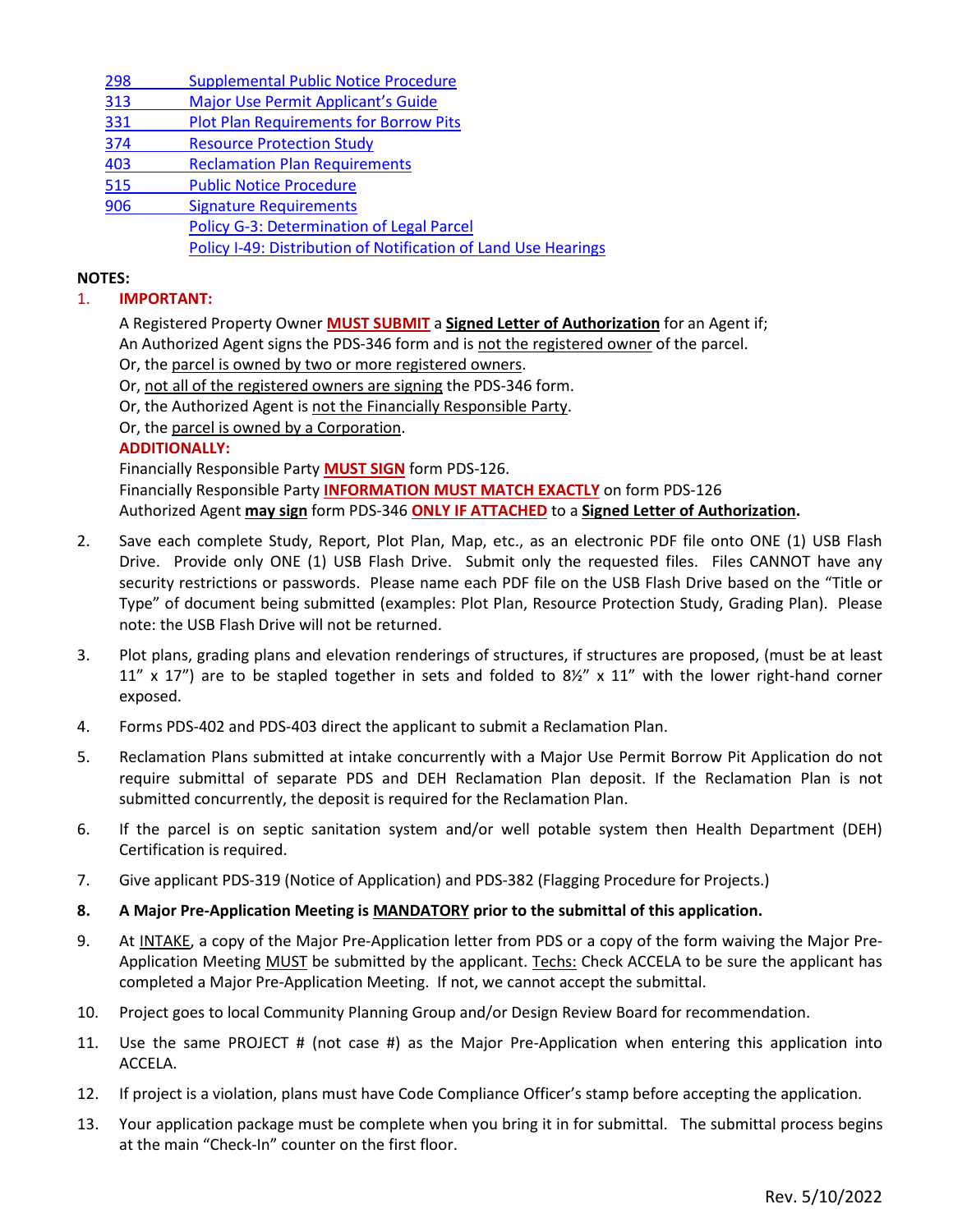[298 Supplemental Public Notice Procedure](#)
[313 Major Use Permit Applicant's Guide](#)
[331 Plot Plan Requirements for Borrow Pits](#)
[374 Resource Protection Study](#)
[403 Reclamation Plan Requirements](#)
[515 Public Notice Procedure](#)
[906 Signature Requirements](#)
[Policy G-3: Determination of Legal Parcel](#)
[Policy I-49: Distribution of Notification of Land Use Hearings](#)

**NOTES:**

1. **IMPORTANT:**

   A Registered Property Owner **MUST SUBMIT** a **Signed Letter of Authorization** for an Agent if;
   An Authorized Agent signs the PDS-346 form and is not the registered owner of the parcel.
   Or, the parcel is owned by two or more registered owners.
   Or, not all of the registered owners are signing the PDS-346 form.
   Or, the Authorized Agent is not the Financially Responsible Party.
   Or, the parcel is owned by a Corporation.

   **ADDITIONALLY:**

   Financially Responsible Party **MUST SIGN** form PDS-126.
   Financially Responsible Party **INFORMATION MUST MATCH EXACTLY** on form PDS-126
   Authorized Agent **may sign** form PDS-346 **ONLY IF ATTACHED** to a **Signed Letter of Authorization.**

2. Save each complete Study, Report, Plot Plan, Map, etc., as an electronic PDF file onto ONE (1) USB Flash Drive. Provide only ONE (1) USB Flash Drive. Submit only the requested files. Files CANNOT have any security restrictions or passwords. Please name each PDF file on the USB Flash Drive based on the "Title or Type" of document being submitted (examples: Plot Plan, Resource Protection Study, Grading Plan). Please note: the USB Flash Drive will not be returned.

3. Plot plans, grading plans and elevation renderings of structures, if structures are proposed, (must be at least 11" x 17") are to be stapled together in sets and folded to 8½" x 11" with the lower right-hand corner exposed.

4. Forms PDS-402 and PDS-403 direct the applicant to submit a Reclamation Plan.

5. Reclamation Plans submitted at intake concurrently with a Major Use Permit Borrow Pit Application do not require submittal of separate PDS and DEH Reclamation Plan deposit. If the Reclamation Plan is not submitted concurrently, the deposit is required for the Reclamation Plan.

6. If the parcel is on septic sanitation system and/or well potable system then Health Department (DEH) Certification is required.

7. Give applicant PDS-319 (Notice of Application) and PDS-382 (Flagging Procedure for Projects.)

8. **A Major Pre-Application Meeting is MANDATORY prior to the submittal of this application.**

9. At INTAKE, a copy of the Major Pre-Application letter from PDS or a copy of the form waiving the Major Pre-Application Meeting MUST be submitted by the applicant. Techs: Check ACCELA to be sure the applicant has completed a Major Pre-Application Meeting. If not, we cannot accept the submittal.

10. Project goes to local Community Planning Group and/or Design Review Board for recommendation.

11. Use the same PROJECT # (not case #) as the Major Pre-Application when entering this application into ACCELA.

12. If project is a violation, plans must have Code Compliance Officer's stamp before accepting the application.

13. Your application package must be complete when you bring it in for submittal. The submittal process begins at the main "Check-In" counter on the first floor.

Rev. 5/10/2022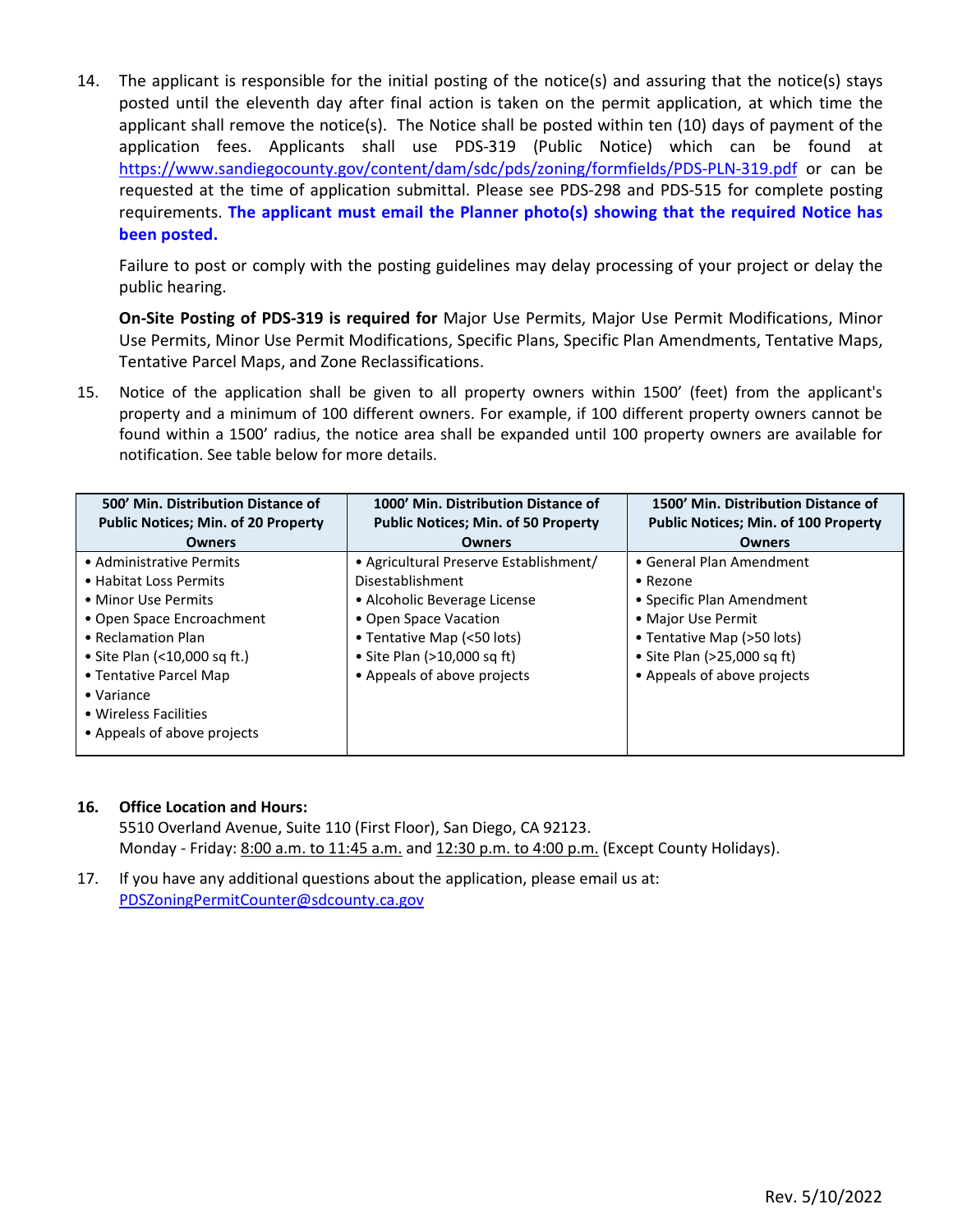14. The applicant is responsible for the initial posting of the notice(s) and assuring that the notice(s) stays posted until the eleventh day after final action is taken on the permit application, at which time the applicant shall remove the notice(s). The Notice shall be posted within ten (10) days of payment of the application fees. Applicants shall use PDS-319 (Public Notice) which can be found at https://www.sandiegocounty.gov/content/dam/sdc/pds/zoning/formfields/PDS-PLN-319.pdf or can be requested at the time of application submittal. Please see PDS-298 and PDS-515 for complete posting requirements. **The applicant must email the Planner photo(s) showing that the required Notice has been posted.**

    Failure to post or comply with the posting guidelines may delay processing of your project or delay the public hearing.

    **On-Site Posting of PDS-319 is required for** Major Use Permits, Major Use Permit Modifications, Minor Use Permits, Minor Use Permit Modifications, Specific Plans, Specific Plan Amendments, Tentative Maps, Tentative Parcel Maps, and Zone Reclassifications.

15. Notice of the application shall be given to all property owners within 1500' (feet) from the applicant's property and a minimum of 100 different owners. For example, if 100 different property owners cannot be found within a 1500' radius, the notice area shall be expanded until 100 property owners are available for notification. See table below for more details.

| 500' Min. Distribution Distance of Public Notices; Min. of 20 Property Owners | 1000' Min. Distribution Distance of Public Notices; Min. of 50 Property Owners | 1500' Min. Distribution Distance of Public Notices; Min. of 100 Property Owners |
|---|---|---|
| • Administrative Permits<br>• Habitat Loss Permits<br>• Minor Use Permits<br>• Open Space Encroachment<br>• Reclamation Plan<br>• Site Plan (<10,000 sq ft.)<br>• Tentative Parcel Map<br>• Variance<br>• Wireless Facilities<br>• Appeals of above projects | • Agricultural Preserve Establishment/ Disestablishment<br>• Alcoholic Beverage License<br>• Open Space Vacation<br>• Tentative Map (<50 lots)<br>• Site Plan (>10,000 sq ft)<br>• Appeals of above projects | • General Plan Amendment<br>• Rezone<br>• Specific Plan Amendment<br>• Major Use Permit<br>• Tentative Map (>50 lots)<br>• Site Plan (>25,000 sq ft)<br>• Appeals of above projects |

16. **Office Location and Hours:**
    5510 Overland Avenue, Suite 110 (First Floor), San Diego, CA 92123.
    Monday - Friday: 8:00 a.m. to 11:45 a.m. and 12:30 p.m. to 4:00 p.m. (Except County Holidays).

17. If you have any additional questions about the application, please email us at: PDSZoningPermitCounter@sdcounty.ca.gov

Rev. 5/10/2022